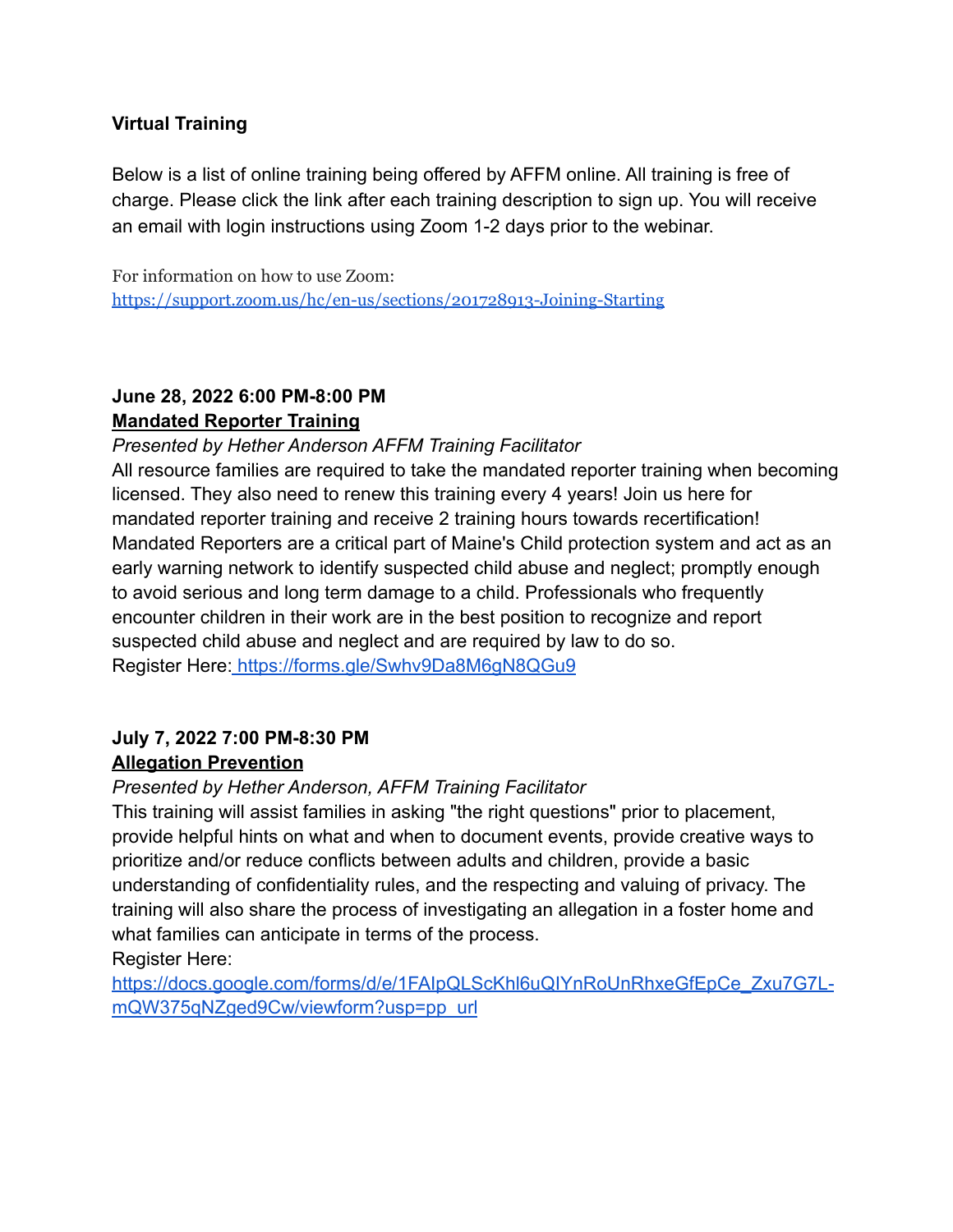**Virtual Training**

Below is a list of online training being offered by AFFM online. All training is free of charge. Please click the link after each training description to sign up. You will receive an email with login instructions using Zoom 1-2 days prior to the webinar.

For information on how to use Zoom:
https://support.zoom.us/hc/en-us/sections/201728913-Joining-Starting

**June 28, 2022 6:00 PM-8:00 PM**
**Mandated Reporter Training**
*Presented by Hether Anderson AFFM Training Facilitator*
All resource families are required to take the mandated reporter training when becoming licensed. They also need to renew this training every 4 years! Join us here for mandated reporter training and receive 2 training hours towards recertification! Mandated Reporters are a critical part of Maine's Child protection system and act as an early warning network to identify suspected child abuse and neglect; promptly enough to avoid serious and long term damage to a child. Professionals who frequently encounter children in their work are in the best position to recognize and report suspected child abuse and neglect and are required by law to do so.
Register Here: https://forms.gle/Swhv9Da8M6gN8QGu9

**July 7, 2022 7:00 PM-8:30 PM**
**Allegation Prevention**
*Presented by Hether Anderson, AFFM Training Facilitator*
This training will assist families in asking "the right questions" prior to placement, provide helpful hints on what and when to document events, provide creative ways to prioritize and/or reduce conflicts between adults and children, provide a basic understanding of confidentiality rules, and the respecting and valuing of privacy. The training will also share the process of investigating an allegation in a foster home and what families can anticipate in terms of the process.
Register Here:
https://docs.google.com/forms/d/e/1FAIpQLScKhl6uQIYnRoUnRhxeGfEpCe_Zxu7G7L-mQW375qNZged9Cw/viewform?usp=pp_url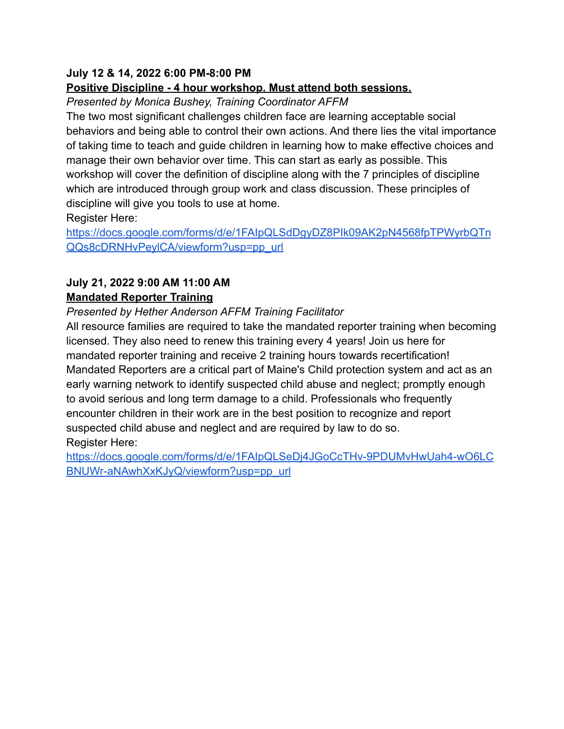**July 12 & 14, 2022 6:00 PM-8:00 PM**

**Positive Discipline - 4 hour workshop. Must attend both sessions.**

*Presented by Monica Bushey, Training Coordinator AFFM*

The two most significant challenges children face are learning acceptable social behaviors and being able to control their own actions. And there lies the vital importance of taking time to teach and guide children in learning how to make effective choices and manage their own behavior over time. This can start as early as possible. This workshop will cover the definition of discipline along with the 7 principles of discipline which are introduced through group work and class discussion. These principles of discipline will give you tools to use at home.

Register Here:
https://docs.google.com/forms/d/e/1FAIpQLSdDgyDZ8PIk09AK2pN4568fpTPWyrbQTnQQs8cDRNHvPeylCA/viewform?usp=pp_url

**July 21, 2022 9:00 AM 11:00 AM**

**Mandated Reporter Training**

*Presented by Hether Anderson AFFM Training Facilitator*

All resource families are required to take the mandated reporter training when becoming licensed. They also need to renew this training every 4 years! Join us here for mandated reporter training and receive 2 training hours towards recertification! Mandated Reporters are a critical part of Maine's Child protection system and act as an early warning network to identify suspected child abuse and neglect; promptly enough to avoid serious and long term damage to a child. Professionals who frequently encounter children in their work are in the best position to recognize and report suspected child abuse and neglect and are required by law to do so.

Register Here:
https://docs.google.com/forms/d/e/1FAIpQLSeDj4JGoCcTHv-9PDUMvHwUah4-wO6LCBNUWr-aNAwhXxKJyQ/viewform?usp=pp_url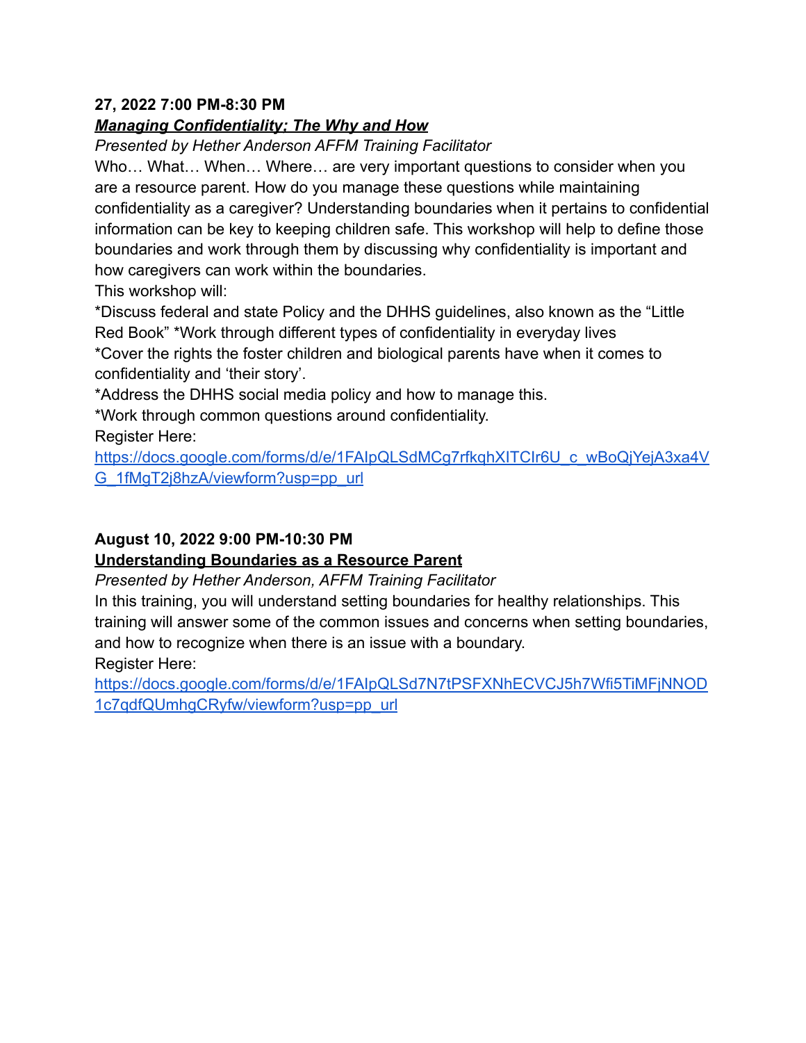**27, 2022 7:00 PM-8:30 PM**

***[Managing Confidentiality: The Why and How](https://docs.google.com/forms/d/e/1FAIpQLSdMCg7rfkqhXITCIr6U_c_wBoQjYejA3xa4VG_1fMgT2j8hzA/viewform?usp=pp_url)***

*Presented by Hether Anderson AFFM Training Facilitator*

Who… What… When… Where… are very important questions to consider when you are a resource parent. How do you manage these questions while maintaining confidentiality as a caregiver? Understanding boundaries when it pertains to confidential information can be key to keeping children safe. This workshop will help to define those boundaries and work through them by discussing why confidentiality is important and how caregivers can work within the boundaries.

This workshop will:

*Discuss federal and state Policy and the DHHS guidelines, also known as the "Little Red Book" *Work through different types of confidentiality in everyday lives

*Cover the rights the foster children and biological parents have when it comes to confidentiality and 'their story'.

*Address the DHHS social media policy and how to manage this.

*Work through common questions around confidentiality.

Register Here:
[https://docs.google.com/forms/d/e/1FAIpQLSdMCg7rfkqhXITCIr6U_c_wBoQjYejA3xa4VG_1fMgT2j8hzA/viewform?usp=pp_url](https://docs.google.com/forms/d/e/1FAIpQLSdMCg7rfkqhXITCIr6U_c_wBoQjYejA3xa4VG_1fMgT2j8hzA/viewform?usp=pp_url)

**August 10, 2022 9:00 PM-10:30 PM**

**[Understanding Boundaries as a Resource Parent](https://docs.google.com/forms/d/e/1FAIpQLSd7N7tPSFXNhECVCJ5h7Wfi5TiMFjNNOD1c7qdfQUmhgCRyfw/viewform?usp=pp_url)**

*Presented by Hether Anderson, AFFM Training Facilitator*

In this training, you will understand setting boundaries for healthy relationships. This training will answer some of the common issues and concerns when setting boundaries, and how to recognize when there is an issue with a boundary.

Register Here:
[https://docs.google.com/forms/d/e/1FAIpQLSd7N7tPSFXNhECVCJ5h7Wfi5TiMFjNNOD1c7qdfQUmhgCRyfw/viewform?usp=pp_url](https://docs.google.com/forms/d/e/1FAIpQLSd7N7tPSFXNhECVCJ5h7Wfi5TiMFjNNOD1c7qdfQUmhgCRyfw/viewform?usp=pp_url)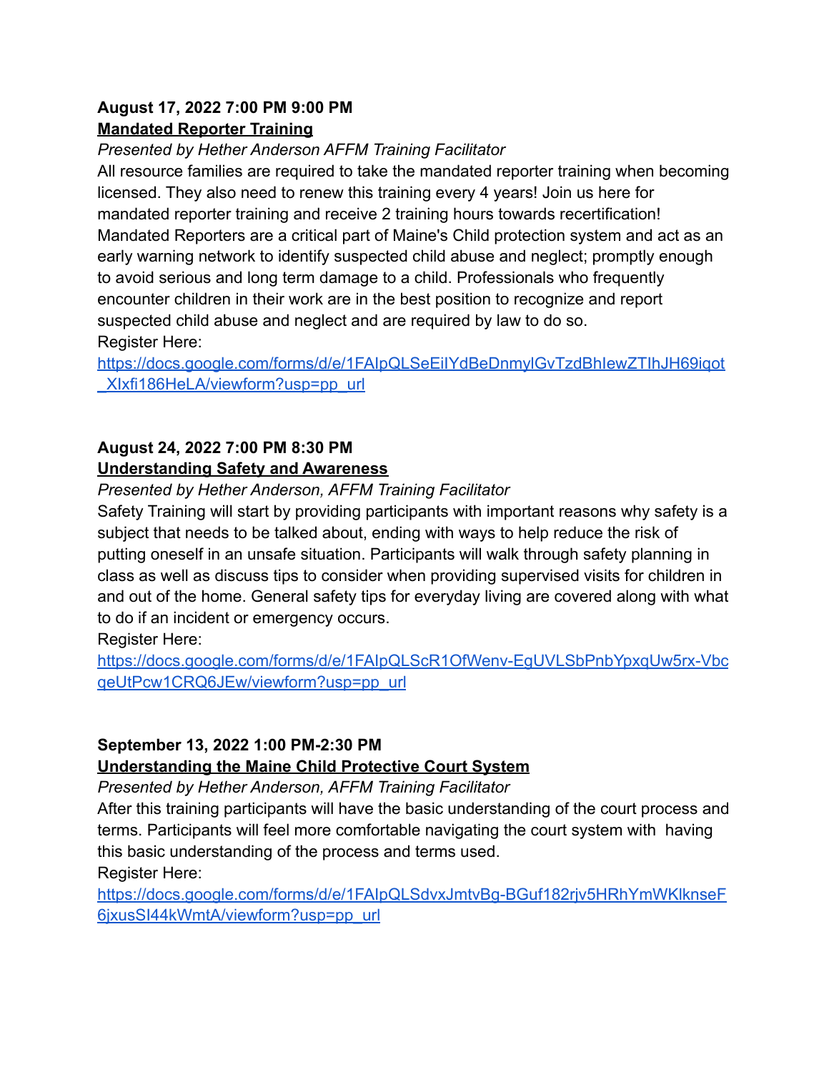**August 17, 2022 7:00 PM 9:00 PM**
**[Mandated Reporter Training]**

*Presented by Hether Anderson AFFM Training Facilitator*

All resource families are required to take the mandated reporter training when becoming licensed. They also need to renew this training every 4 years! Join us here for mandated reporter training and receive 2 training hours towards recertification! Mandated Reporters are a critical part of Maine's Child protection system and act as an early warning network to identify suspected child abuse and neglect; promptly enough to avoid serious and long term damage to a child. Professionals who frequently encounter children in their work are in the best position to recognize and report suspected child abuse and neglect and are required by law to do so.

Register Here:
https://docs.google.com/forms/d/e/1FAIpQLSeEiIYdBeDnmylGvTzdBhIewZTIhJH69iqot_XIxfi186HeLA/viewform?usp=pp_url

**August 24, 2022 7:00 PM 8:30 PM**
**[Understanding Safety and Awareness]**

*Presented by Hether Anderson, AFFM Training Facilitator*

Safety Training will start by providing participants with important reasons why safety is a subject that needs to be talked about, ending with ways to help reduce the risk of putting oneself in an unsafe situation. Participants will walk through safety planning in class as well as discuss tips to consider when providing supervised visits for children in and out of the home. General safety tips for everyday living are covered along with what to do if an incident or emergency occurs.

Register Here:
https://docs.google.com/forms/d/e/1FAIpQLScR1OfWenv-EgUVLSbPnbYpxqUw5rx-VbcqeUtPcw1CRQ6JEw/viewform?usp=pp_url

**September 13, 2022 1:00 PM-2:30 PM**
**[Understanding the Maine Child Protective Court System]**

*Presented by Hether Anderson, AFFM Training Facilitator*

After this training participants will have the basic understanding of the court process and terms. Participants will feel more comfortable navigating the court system with having this basic understanding of the process and terms used.

Register Here:
https://docs.google.com/forms/d/e/1FAIpQLSdvxJmtvBg-BGuf182rjv5HRhYmWKlknseF6jxusSI44kWmtA/viewform?usp=pp_url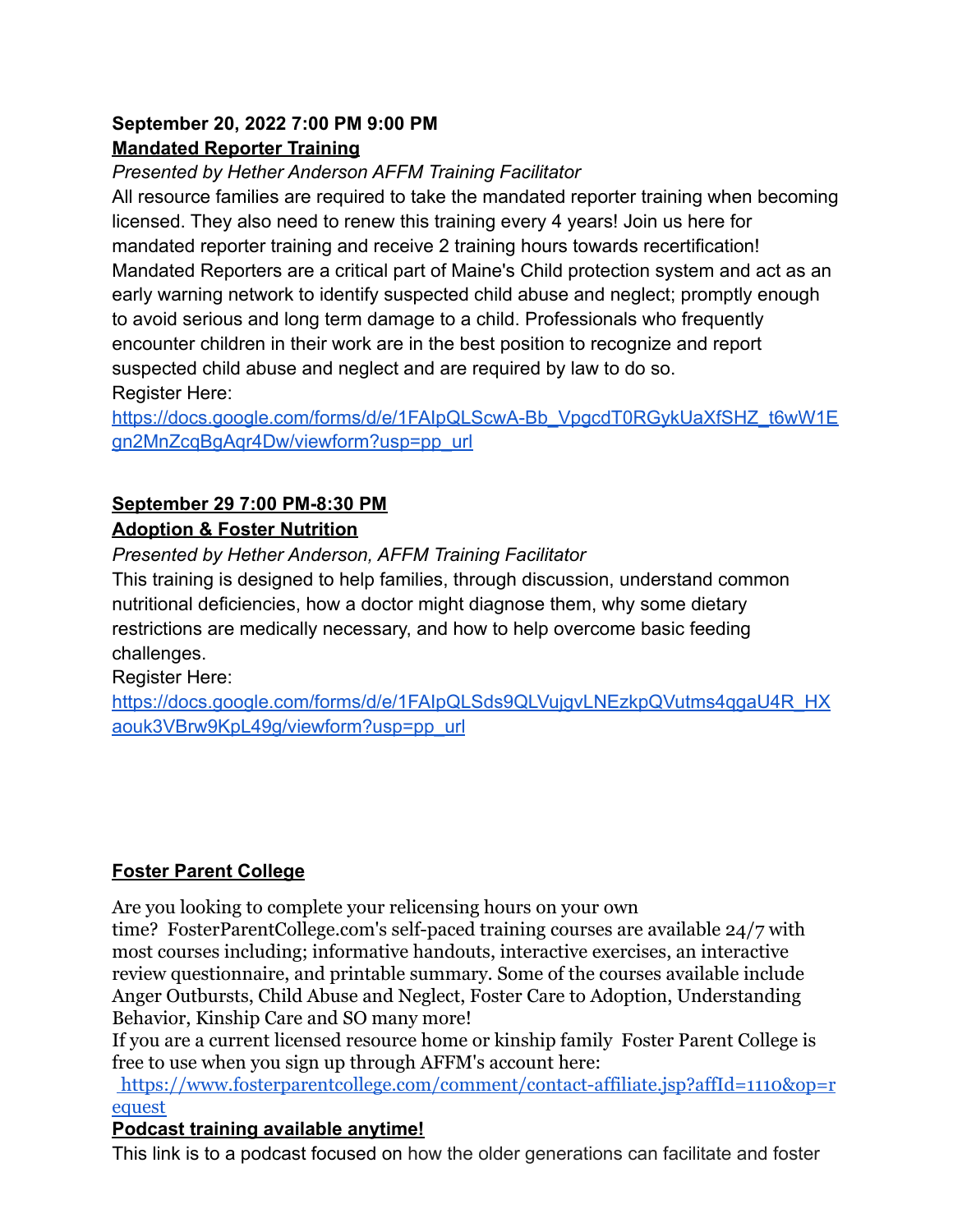**September 20, 2022 7:00 PM 9:00 PM**

**Mandated Reporter Training**

*Presented by Hether Anderson AFFM Training Facilitator*

All resource families are required to take the mandated reporter training when becoming licensed. They also need to renew this training every 4 years! Join us here for mandated reporter training and receive 2 training hours towards recertification! Mandated Reporters are a critical part of Maine's Child protection system and act as an early warning network to identify suspected child abuse and neglect; promptly enough to avoid serious and long term damage to a child. Professionals who frequently encounter children in their work are in the best position to recognize and report suspected child abuse and neglect and are required by law to do so.

Register Here:
https://docs.google.com/forms/d/e/1FAIpQLScwA-Bb_VpgcdT0RGykUaXfSHZ_t6wW1Egn2MnZcqBgAqr4Dw/viewform?usp=pp_url

**September 29 7:00 PM-8:30 PM**

**Adoption & Foster Nutrition**

*Presented by Hether Anderson, AFFM Training Facilitator*

This training is designed to help families, through discussion, understand common nutritional deficiencies, how a doctor might diagnose them, why some dietary restrictions are medically necessary, and how to help overcome basic feeding challenges.

Register Here:
https://docs.google.com/forms/d/e/1FAIpQLSds9QLVujgvLNEzkpQVutms4qgaU4R_HXaouk3VBrw9KpL49g/viewform?usp=pp_url

**Foster Parent College**

Are you looking to complete your relicensing hours on your own time? FosterParentCollege.com's self-paced training courses are available 24/7 with most courses including; informative handouts, interactive exercises, an interactive review questionnaire, and printable summary. Some of the courses available include Anger Outbursts, Child Abuse and Neglect, Foster Care to Adoption, Understanding Behavior, Kinship Care and SO many more!

If you are a current licensed resource home or kinship family Foster Parent College is free to use when you sign up through AFFM's account here:
https://www.fosterparentcollege.com/comment/contact-affiliate.jsp?affId=1110&op=request

**Podcast training available anytime!**

This link is to a podcast focused on how the older generations can facilitate and foster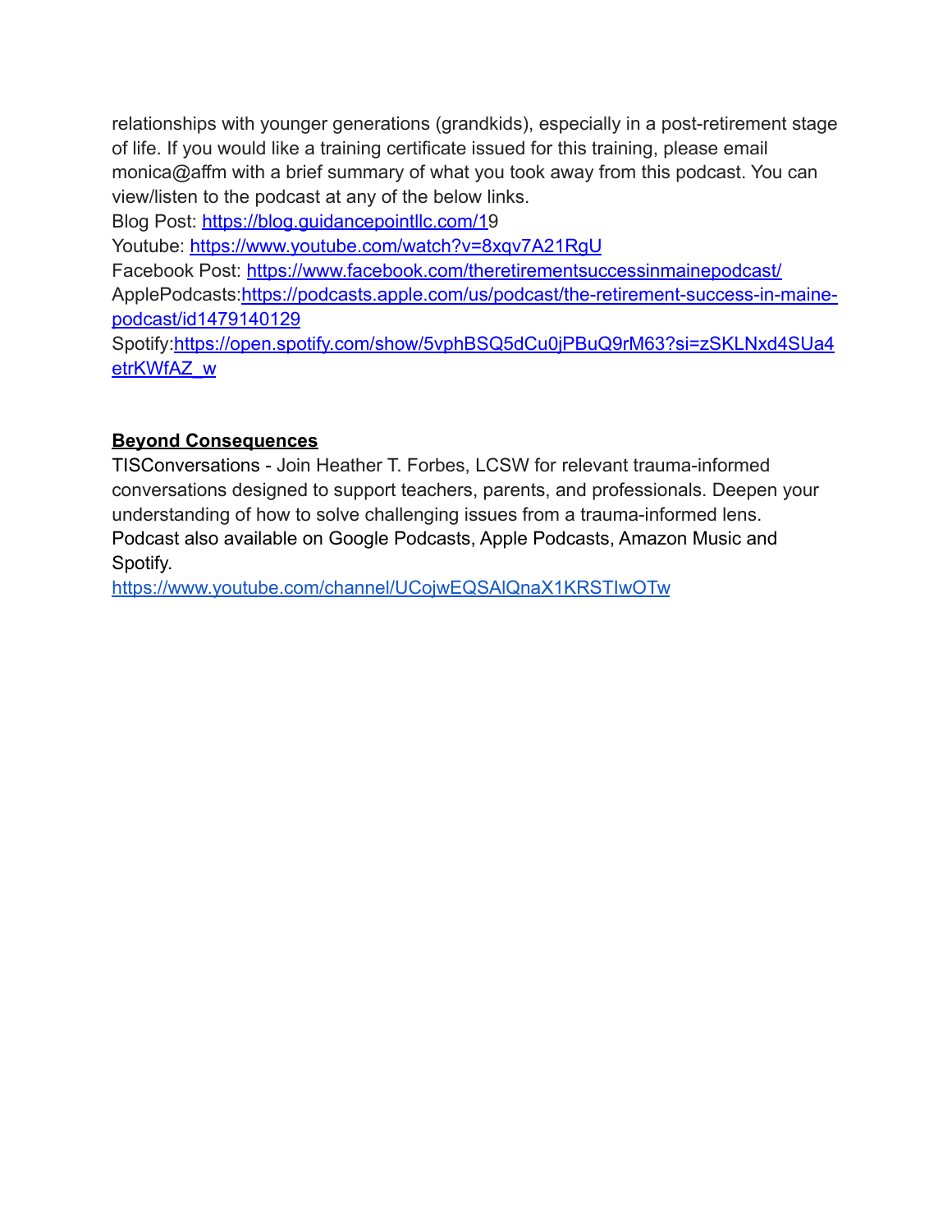relationships with younger generations (grandkids), especially in a post-retirement stage of life. If you would like a training certificate issued for this training, please email monica@affm with a brief summary of what you took away from this podcast. You can view/listen to the podcast at any of the below links.

Blog Post: https://blog.guidancepointllc.com/19

Youtube: https://www.youtube.com/watch?v=8xqv7A21RgU

Facebook Post: https://www.facebook.com/theretirementsuccessinmainepodcast/

ApplePodcasts:https://podcasts.apple.com/us/podcast/the-retirement-success-in-maine-podcast/id1479140129

Spotify:https://open.spotify.com/show/5vphBSQ5dCu0jPBuQ9rM63?si=zSKLNxd4SUa4etrKWfAZ_w

**Beyond Consequences**

TISConversations - Join Heather T. Forbes, LCSW for relevant trauma-informed conversations designed to support teachers, parents, and professionals. Deepen your understanding of how to solve challenging issues from a trauma-informed lens.

Podcast also available on Google Podcasts, Apple Podcasts, Amazon Music and Spotify.

https://www.youtube.com/channel/UCojwEQSAlQnaX1KRSTIwOTw